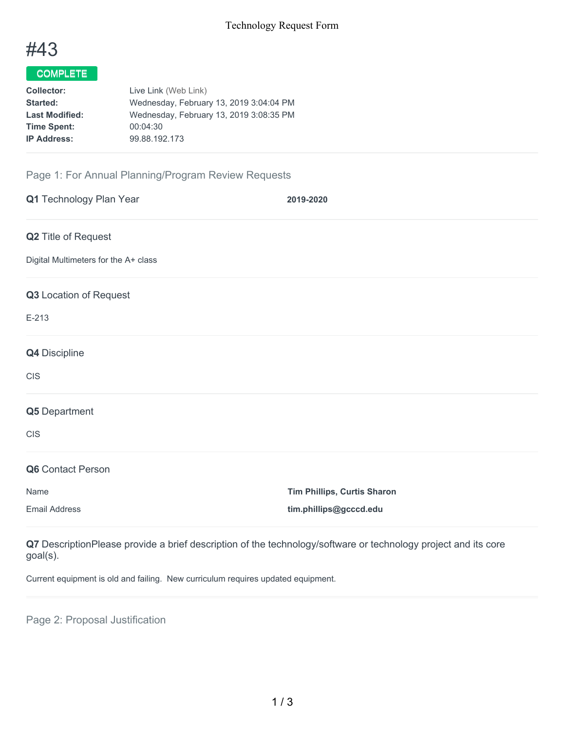Technology Request Form

# #43

**COMPLETE**

| | |
|---|---|
| **Collector:** | Live Link (Web Link) |
| **Started:** | Wednesday, February 13, 2019 3:04:04 PM |
| **Last Modified:** | Wednesday, February 13, 2019 3:08:35 PM |
| **Time Spent:** | 00:04:30 |
| **IP Address:** | 99.88.192.173 |

## Page 1: For Annual Planning/Program Review Requests

**Q1** Technology Plan Year

**2019-2020**

**Q2** Title of Request

Digital Multimeters for the A+ class

**Q3** Location of Request

E-213

**Q4** Discipline

CIS

**Q5** Department

CIS

**Q6** Contact Person

| | |
|---|---|
| Name | **Tim Phillips, Curtis Sharon** |
| Email Address | **tim.phillips@gcccd.edu** |

**Q7** DescriptionPlease provide a brief description of the technology/software or technology project and its core goal(s).

Current equipment is old and failing. New curriculum requires updated equipment.

## Page 2: Proposal Justification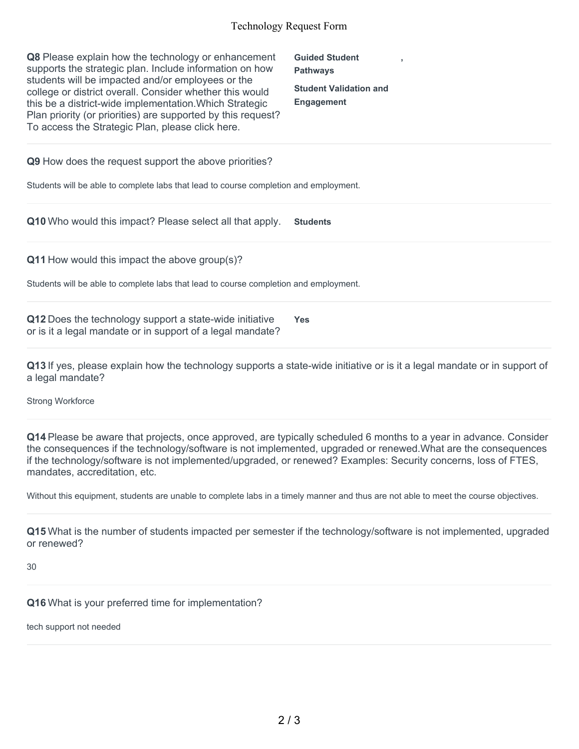**Q8** Please explain how the technology or enhancement supports the strategic plan. Include information on how students will be impacted and/or employees or the college or district overall. Consider whether this would this be a district-wide implementation.Which Strategic Plan priority (or priorities) are supported by this request? To access the Strategic Plan, please click here.

**Guided Student Pathways** ,

**Student Validation and Engagement**

---

**Q9** How does the request support the above priorities?

Students will be able to complete labs that lead to course completion and employment.

---

**Q10** Who would this impact? Please select all that apply.

**Students**

---

**Q11** How would this impact the above group(s)?

Students will be able to complete labs that lead to course completion and employment.

---

**Q12** Does the technology support a state-wide initiative or is it a legal mandate or in support of a legal mandate?

**Yes**

---

**Q13** If yes, please explain how the technology supports a state-wide initiative or is it a legal mandate or in support of a legal mandate?

Strong Workforce

---

**Q14** Please be aware that projects, once approved, are typically scheduled 6 months to a year in advance. Consider the consequences if the technology/software is not implemented, upgraded or renewed.What are the consequences if the technology/software is not implemented/upgraded, or renewed? Examples: Security concerns, loss of FTES, mandates, accreditation, etc.

Without this equipment, students are unable to complete labs in a timely manner and thus are not able to meet the course objectives.

---

**Q15** What is the number of students impacted per semester if the technology/software is not implemented, upgraded or renewed?

30

---

**Q16** What is your preferred time for implementation?

tech support not needed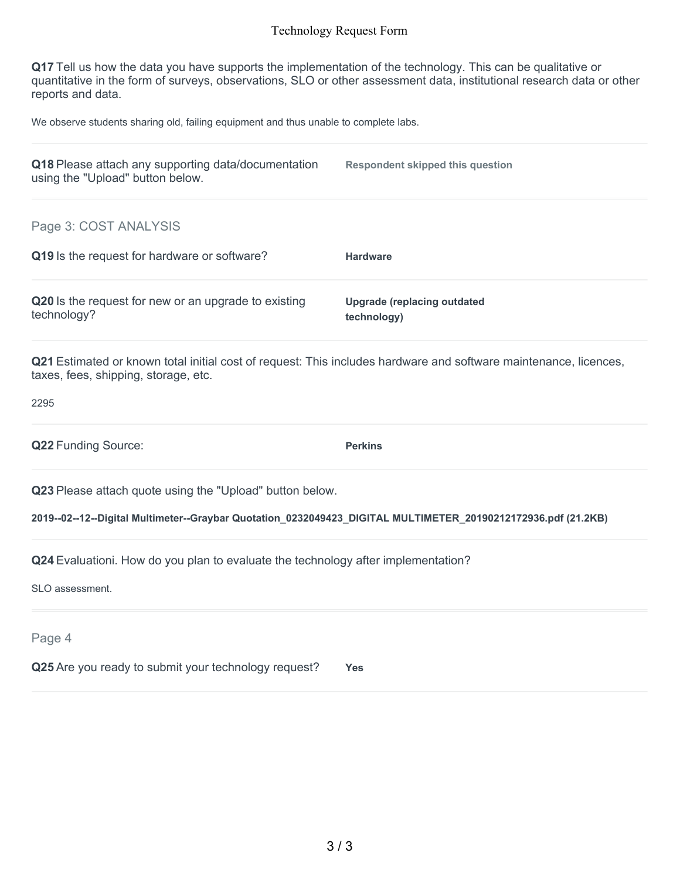**Q17** Tell us how the data you have supports the implementation of the technology. This can be qualitative or quantitative in the form of surveys, observations, SLO or other assessment data, institutional research data or other reports and data.

We observe students sharing old, failing equipment and thus unable to complete labs.

**Q18** Please attach any supporting data/documentation using the "Upload" button below.

**Respondent skipped this question**

## Page 3: COST ANALYSIS

**Q19** Is the request for hardware or software?

**Hardware**

**Q20** Is the request for new or an upgrade to existing technology?

**Upgrade (replacing outdated technology)**

**Q21** Estimated or known total initial cost of request: This includes hardware and software maintenance, licences, taxes, fees, shipping, storage, etc.

2295

**Q22** Funding Source:

**Perkins**

**Q23** Please attach quote using the "Upload" button below.

**2019--02--12--Digital Multimeter--Graybar Quotation_0232049423_DIGITAL MULTIMETER_20190212172936.pdf (21.2KB)**

**Q24** Evaluationi. How do you plan to evaluate the technology after implementation?

SLO assessment.

## Page 4

**Q25** Are you ready to submit your technology request?

**Yes**